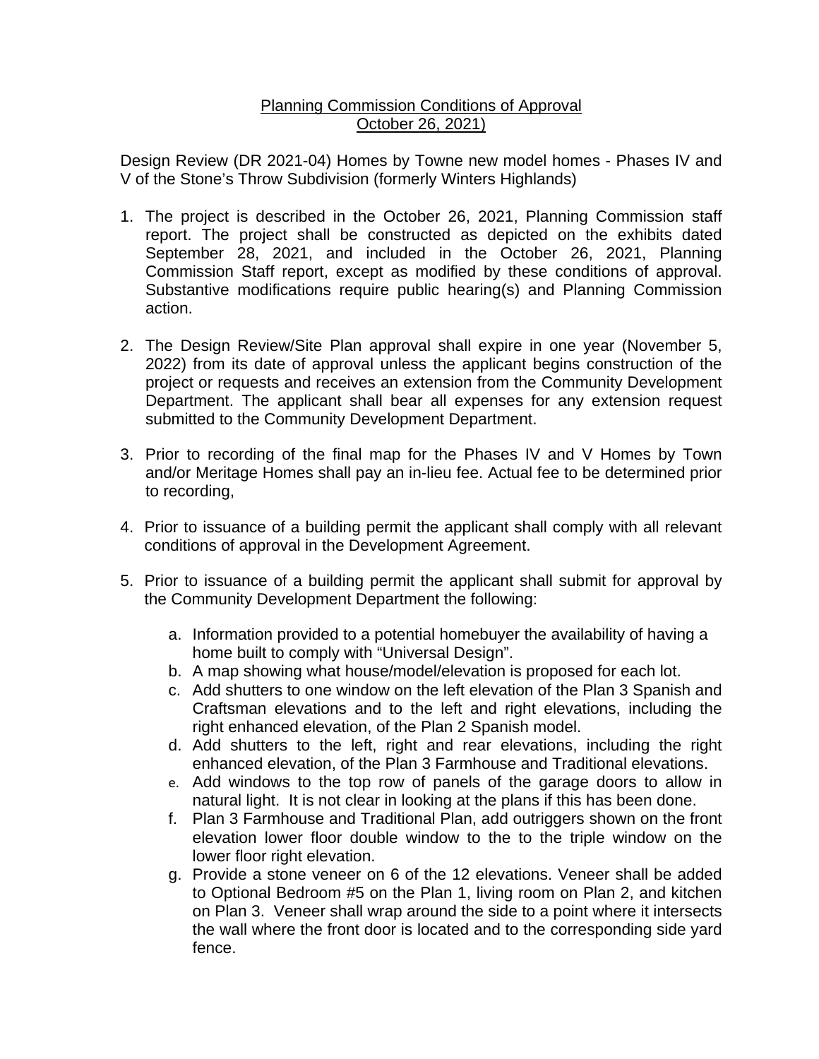Planning Commission Conditions of Approval
October 26, 2021)

Design Review (DR 2021-04) Homes by Towne new model homes - Phases IV and V of the Stone's Throw Subdivision (formerly Winters Highlands)

1. The project is described in the October 26, 2021, Planning Commission staff report. The project shall be constructed as depicted on the exhibits dated September 28, 2021, and included in the October 26, 2021, Planning Commission Staff report, except as modified by these conditions of approval. Substantive modifications require public hearing(s) and Planning Commission action.

2. The Design Review/Site Plan approval shall expire in one year (November 5, 2022) from its date of approval unless the applicant begins construction of the project or requests and receives an extension from the Community Development Department. The applicant shall bear all expenses for any extension request submitted to the Community Development Department.

3. Prior to recording of the final map for the Phases IV and V Homes by Town and/or Meritage Homes shall pay an in-lieu fee. Actual fee to be determined prior to recording,

4. Prior to issuance of a building permit the applicant shall comply with all relevant conditions of approval in the Development Agreement.

5. Prior to issuance of a building permit the applicant shall submit for approval by the Community Development Department the following:

   a. Information provided to a potential homebuyer the availability of having a home built to comply with "Universal Design".
   b. A map showing what house/model/elevation is proposed for each lot.
   c. Add shutters to one window on the left elevation of the Plan 3 Spanish and Craftsman elevations and to the left and right elevations, including the right enhanced elevation, of the Plan 2 Spanish model.
   d. Add shutters to the left, right and rear elevations, including the right enhanced elevation, of the Plan 3 Farmhouse and Traditional elevations.
   e. Add windows to the top row of panels of the garage doors to allow in natural light. It is not clear in looking at the plans if this has been done.
   f. Plan 3 Farmhouse and Traditional Plan, add outriggers shown on the front elevation lower floor double window to the to the triple window on the lower floor right elevation.
   g. Provide a stone veneer on 6 of the 12 elevations. Veneer shall be added to Optional Bedroom #5 on the Plan 1, living room on Plan 2, and kitchen on Plan 3. Veneer shall wrap around the side to a point where it intersects the wall where the front door is located and to the corresponding side yard fence.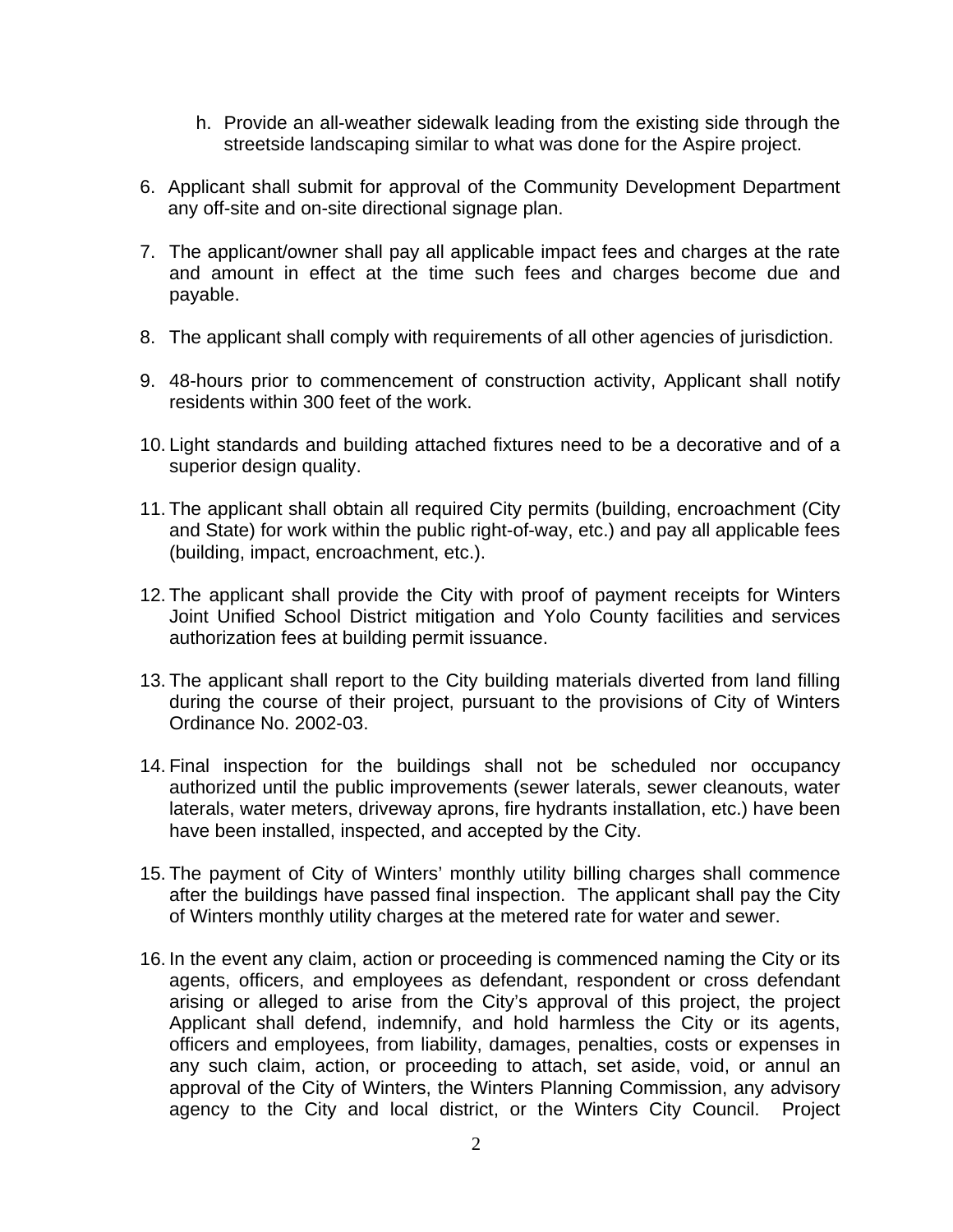h. Provide an all-weather sidewalk leading from the existing side through the streetside landscaping similar to what was done for the Aspire project.

6. Applicant shall submit for approval of the Community Development Department any off-site and on-site directional signage plan.

7. The applicant/owner shall pay all applicable impact fees and charges at the rate and amount in effect at the time such fees and charges become due and payable.

8. The applicant shall comply with requirements of all other agencies of jurisdiction.

9. 48-hours prior to commencement of construction activity, Applicant shall notify residents within 300 feet of the work.

10. Light standards and building attached fixtures need to be a decorative and of a superior design quality.

11. The applicant shall obtain all required City permits (building, encroachment (City and State) for work within the public right-of-way, etc.) and pay all applicable fees (building, impact, encroachment, etc.).

12. The applicant shall provide the City with proof of payment receipts for Winters Joint Unified School District mitigation and Yolo County facilities and services authorization fees at building permit issuance.

13. The applicant shall report to the City building materials diverted from land filling during the course of their project, pursuant to the provisions of City of Winters Ordinance No. 2002-03.

14. Final inspection for the buildings shall not be scheduled nor occupancy authorized until the public improvements (sewer laterals, sewer cleanouts, water laterals, water meters, driveway aprons, fire hydrants installation, etc.) have been have been installed, inspected, and accepted by the City.

15. The payment of City of Winters' monthly utility billing charges shall commence after the buildings have passed final inspection. The applicant shall pay the City of Winters monthly utility charges at the metered rate for water and sewer.

16. In the event any claim, action or proceeding is commenced naming the City or its agents, officers, and employees as defendant, respondent or cross defendant arising or alleged to arise from the City's approval of this project, the project Applicant shall defend, indemnify, and hold harmless the City or its agents, officers and employees, from liability, damages, penalties, costs or expenses in any such claim, action, or proceeding to attach, set aside, void, or annul an approval of the City of Winters, the Winters Planning Commission, any advisory agency to the City and local district, or the Winters City Council. Project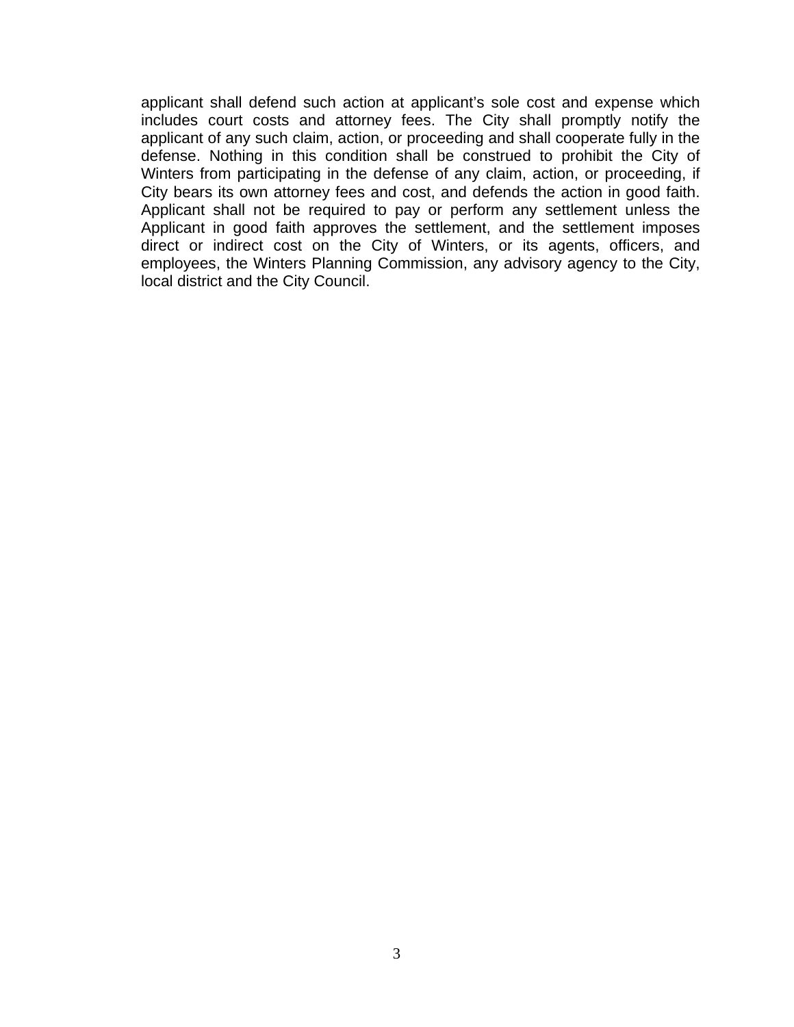applicant shall defend such action at applicant's sole cost and expense which includes court costs and attorney fees. The City shall promptly notify the applicant of any such claim, action, or proceeding and shall cooperate fully in the defense. Nothing in this condition shall be construed to prohibit the City of Winters from participating in the defense of any claim, action, or proceeding, if City bears its own attorney fees and cost, and defends the action in good faith. Applicant shall not be required to pay or perform any settlement unless the Applicant in good faith approves the settlement, and the settlement imposes direct or indirect cost on the City of Winters, or its agents, officers, and employees, the Winters Planning Commission, any advisory agency to the City, local district and the City Council.